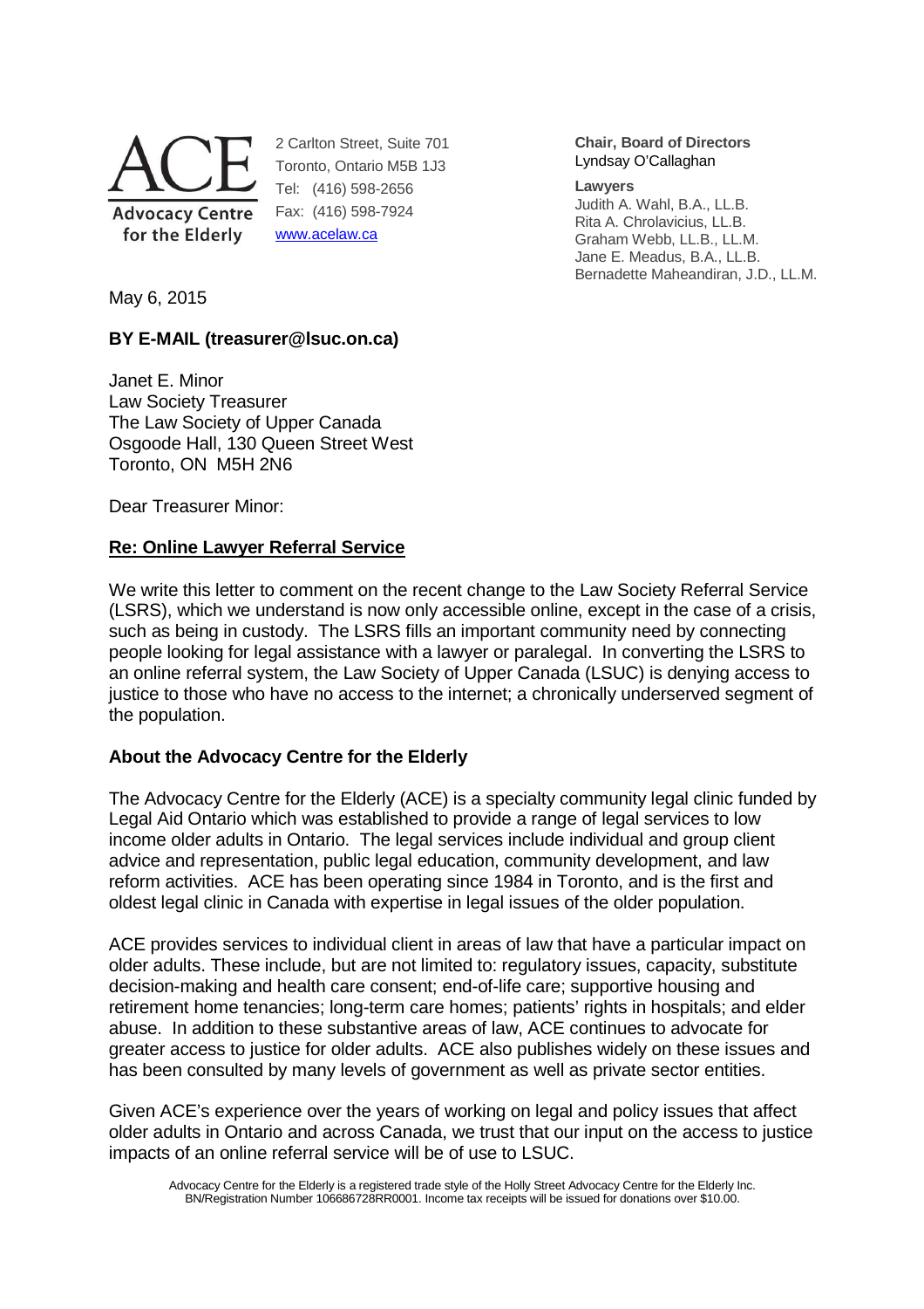**ACE**
**Advocacy Centre for the Elderly**

2 Carlton Street, Suite 701
Toronto, Ontario M5B 1J3
Tel: (416) 598-2656
Fax: (416) 598-7924
www.acelaw.ca

**Chair, Board of Directors**
Lyndsay O'Callaghan

**Lawyers**
Judith A. Wahl, B.A., LL.B.
Rita A. Chrolavicius, LL.B.
Graham Webb, LL.B., LL.M.
Jane E. Meadus, B.A., LL.B.
Bernadette Maheandiran, J.D., LL.M.

May 6, 2015

**BY E-MAIL (treasurer@lsuc.on.ca)**

Janet E. Minor
Law Society Treasurer
The Law Society of Upper Canada
Osgoode Hall, 130 Queen Street West
Toronto, ON M5H 2N6

Dear Treasurer Minor:

**Re: Online Lawyer Referral Service**

We write this letter to comment on the recent change to the Law Society Referral Service (LSRS), which we understand is now only accessible online, except in the case of a crisis, such as being in custody. The LSRS fills an important community need by connecting people looking for legal assistance with a lawyer or paralegal. In converting the LSRS to an online referral system, the Law Society of Upper Canada (LSUC) is denying access to justice to those who have no access to the internet; a chronically underserved segment of the population.

**About the Advocacy Centre for the Elderly**

The Advocacy Centre for the Elderly (ACE) is a specialty community legal clinic funded by Legal Aid Ontario which was established to provide a range of legal services to low income older adults in Ontario. The legal services include individual and group client advice and representation, public legal education, community development, and law reform activities. ACE has been operating since 1984 in Toronto, and is the first and oldest legal clinic in Canada with expertise in legal issues of the older population.

ACE provides services to individual client in areas of law that have a particular impact on older adults. These include, but are not limited to: regulatory issues, capacity, substitute decision-making and health care consent; end-of-life care; supportive housing and retirement home tenancies; long-term care homes; patients' rights in hospitals; and elder abuse. In addition to these substantive areas of law, ACE continues to advocate for greater access to justice for older adults. ACE also publishes widely on these issues and has been consulted by many levels of government as well as private sector entities.

Given ACE's experience over the years of working on legal and policy issues that affect older adults in Ontario and across Canada, we trust that our input on the access to justice impacts of an online referral service will be of use to LSUC.

Advocacy Centre for the Elderly is a registered trade style of the Holly Street Advocacy Centre for the Elderly Inc. BN/Registration Number 106686728RR0001. Income tax receipts will be issued for donations over $10.00.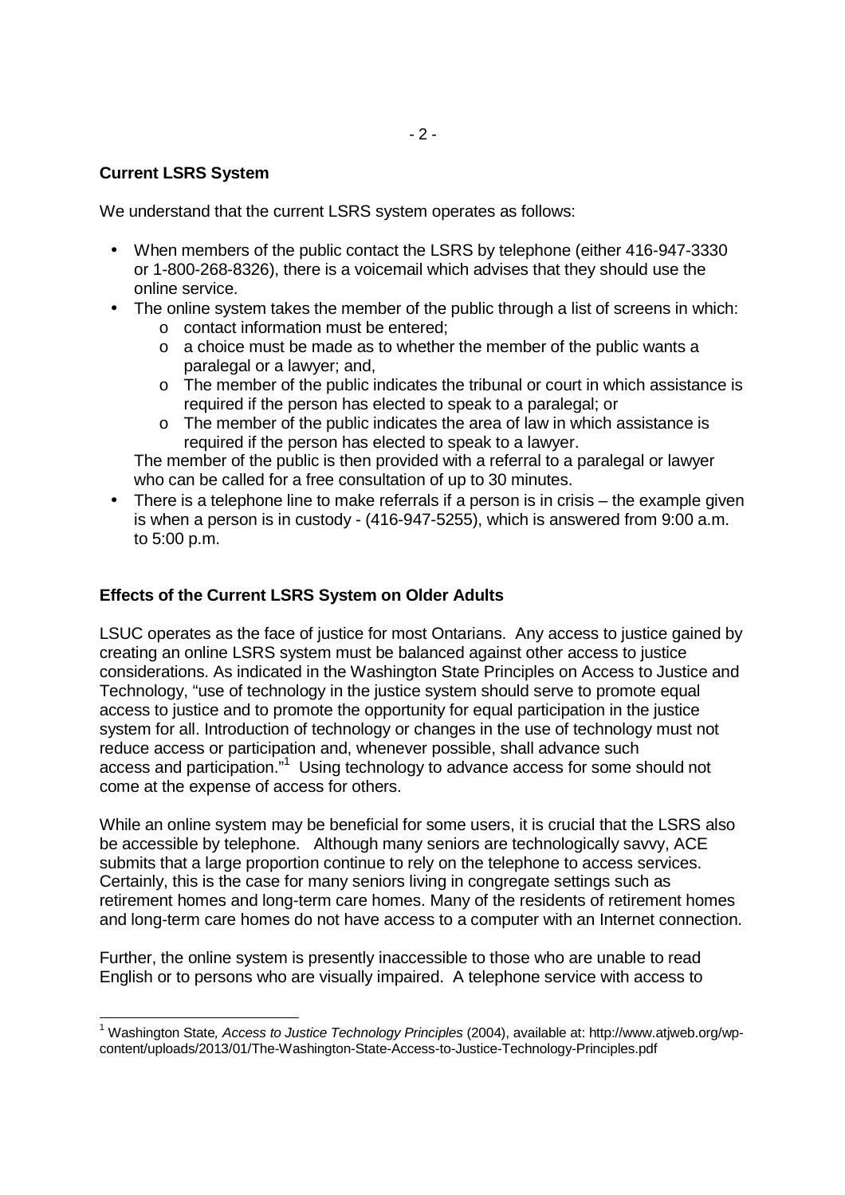**Current LSRS System**

We understand that the current LSRS system operates as follows:

- When members of the public contact the LSRS by telephone (either 416-947-3330 or 1-800-268-8326), there is a voicemail which advises that they should use the online service.
- The online system takes the member of the public through a list of screens in which:
  - contact information must be entered;
  - a choice must be made as to whether the member of the public wants a paralegal or a lawyer; and,
  - The member of the public indicates the tribunal or court in which assistance is required if the person has elected to speak to a paralegal; or
  - The member of the public indicates the area of law in which assistance is required if the person has elected to speak to a lawyer.

  The member of the public is then provided with a referral to a paralegal or lawyer who can be called for a free consultation of up to 30 minutes.
- There is a telephone line to make referrals if a person is in crisis – the example given is when a person is in custody - (416-947-5255), which is answered from 9:00 a.m. to 5:00 p.m.

**Effects of the Current LSRS System on Older Adults**

LSUC operates as the face of justice for most Ontarians. Any access to justice gained by creating an online LSRS system must be balanced against other access to justice considerations. As indicated in the Washington State Principles on Access to Justice and Technology, "use of technology in the justice system should serve to promote equal access to justice and to promote the opportunity for equal participation in the justice system for all. Introduction of technology or changes in the use of technology must not reduce access or participation and, whenever possible, shall advance such access and participation."[1] Using technology to advance access for some should not come at the expense of access for others.

While an online system may be beneficial for some users, it is crucial that the LSRS also be accessible by telephone. Although many seniors are technologically savvy, ACE submits that a large proportion continue to rely on the telephone to access services. Certainly, this is the case for many seniors living in congregate settings such as retirement homes and long-term care homes. Many of the residents of retirement homes and long-term care homes do not have access to a computer with an Internet connection.

Further, the online system is presently inaccessible to those who are unable to read English or to persons who are visually impaired. A telephone service with access to

[1] Washington State, *Access to Justice Technology Principles* (2004), available at: http://www.atjweb.org/wp-content/uploads/2013/01/The-Washington-State-Access-to-Justice-Technology-Principles.pdf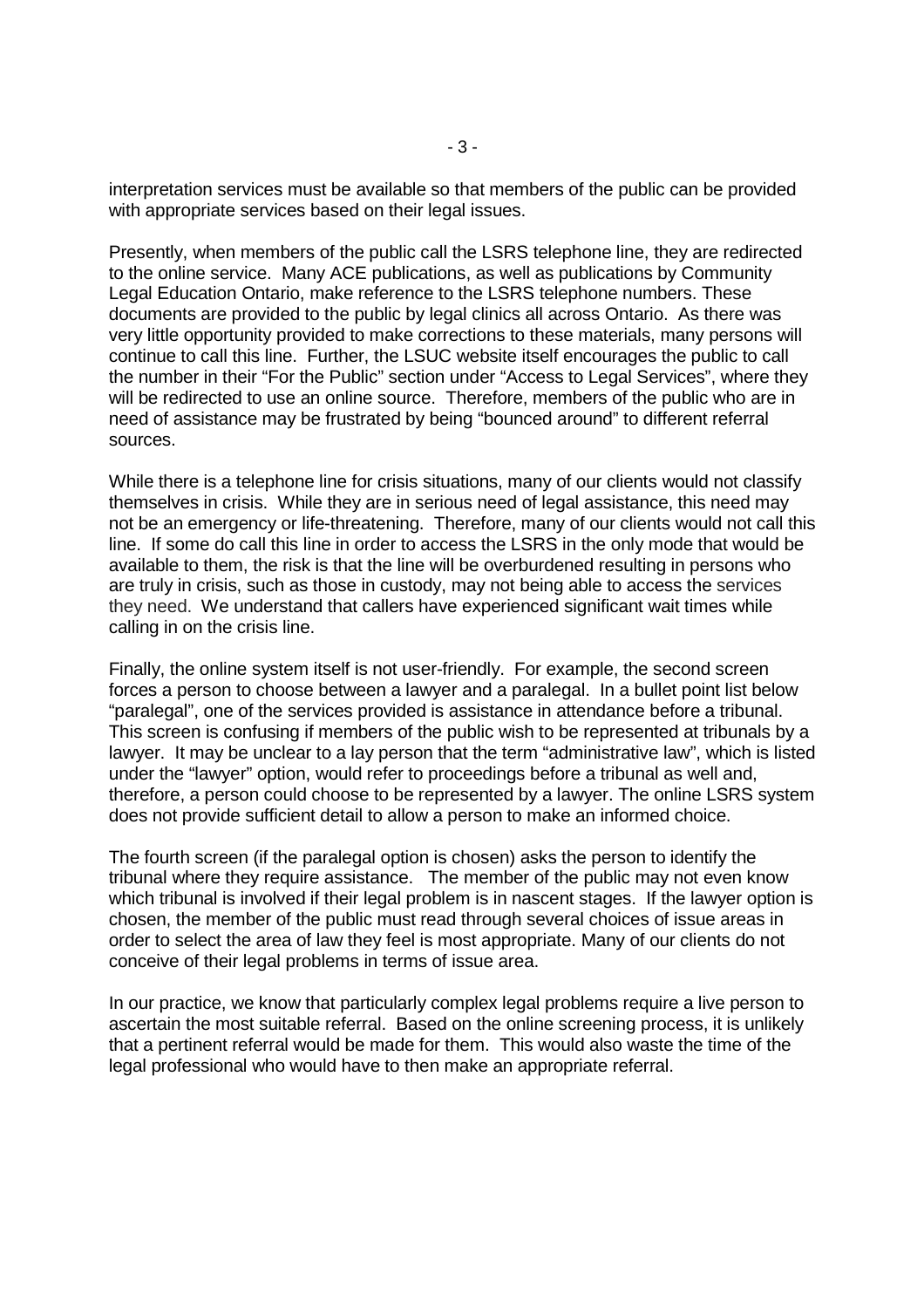interpretation services must be available so that members of the public can be provided with appropriate services based on their legal issues.

Presently, when members of the public call the LSRS telephone line, they are redirected to the online service. Many ACE publications, as well as publications by Community Legal Education Ontario, make reference to the LSRS telephone numbers. These documents are provided to the public by legal clinics all across Ontario. As there was very little opportunity provided to make corrections to these materials, many persons will continue to call this line. Further, the LSUC website itself encourages the public to call the number in their "For the Public" section under "Access to Legal Services", where they will be redirected to use an online source. Therefore, members of the public who are in need of assistance may be frustrated by being "bounced around" to different referral sources.

While there is a telephone line for crisis situations, many of our clients would not classify themselves in crisis. While they are in serious need of legal assistance, this need may not be an emergency or life-threatening. Therefore, many of our clients would not call this line. If some do call this line in order to access the LSRS in the only mode that would be available to them, the risk is that the line will be overburdened resulting in persons who are truly in crisis, such as those in custody, may not being able to access the services they need. We understand that callers have experienced significant wait times while calling in on the crisis line.

Finally, the online system itself is not user-friendly. For example, the second screen forces a person to choose between a lawyer and a paralegal. In a bullet point list below "paralegal", one of the services provided is assistance in attendance before a tribunal. This screen is confusing if members of the public wish to be represented at tribunals by a lawyer. It may be unclear to a lay person that the term "administrative law", which is listed under the "lawyer" option, would refer to proceedings before a tribunal as well and, therefore, a person could choose to be represented by a lawyer. The online LSRS system does not provide sufficient detail to allow a person to make an informed choice.

The fourth screen (if the paralegal option is chosen) asks the person to identify the tribunal where they require assistance. The member of the public may not even know which tribunal is involved if their legal problem is in nascent stages. If the lawyer option is chosen, the member of the public must read through several choices of issue areas in order to select the area of law they feel is most appropriate. Many of our clients do not conceive of their legal problems in terms of issue area.

In our practice, we know that particularly complex legal problems require a live person to ascertain the most suitable referral. Based on the online screening process, it is unlikely that a pertinent referral would be made for them. This would also waste the time of the legal professional who would have to then make an appropriate referral.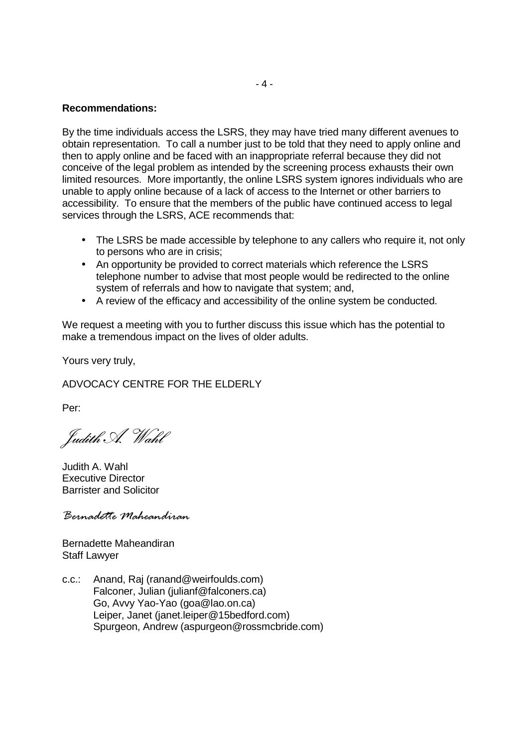**Recommendations:**

By the time individuals access the LSRS, they may have tried many different avenues to obtain representation. To call a number just to be told that they need to apply online and then to apply online and be faced with an inappropriate referral because they did not conceive of the legal problem as intended by the screening process exhausts their own limited resources. More importantly, the online LSRS system ignores individuals who are unable to apply online because of a lack of access to the Internet or other barriers to accessibility. To ensure that the members of the public have continued access to legal services through the LSRS, ACE recommends that:

- The LSRS be made accessible by telephone to any callers who require it, not only to persons who are in crisis;
- An opportunity be provided to correct materials which reference the LSRS telephone number to advise that most people would be redirected to the online system of referrals and how to navigate that system; and,
- A review of the efficacy and accessibility of the online system be conducted.

We request a meeting with you to further discuss this issue which has the potential to make a tremendous impact on the lives of older adults.

Yours very truly,

ADVOCACY CENTRE FOR THE ELDERLY

Per:

*Judith A. Wahl*

Judith A. Wahl
Executive Director
Barrister and Solicitor

*Bernadette Maheandiran*

Bernadette Maheandiran
Staff Lawyer

c.c.: Anand, Raj (ranand@weirfoulds.com)
Falconer, Julian (julianf@falconers.ca)
Go, Avvy Yao-Yao (goa@lao.on.ca)
Leiper, Janet (janet.leiper@15bedford.com)
Spurgeon, Andrew (aspurgeon@rossmcbride.com)